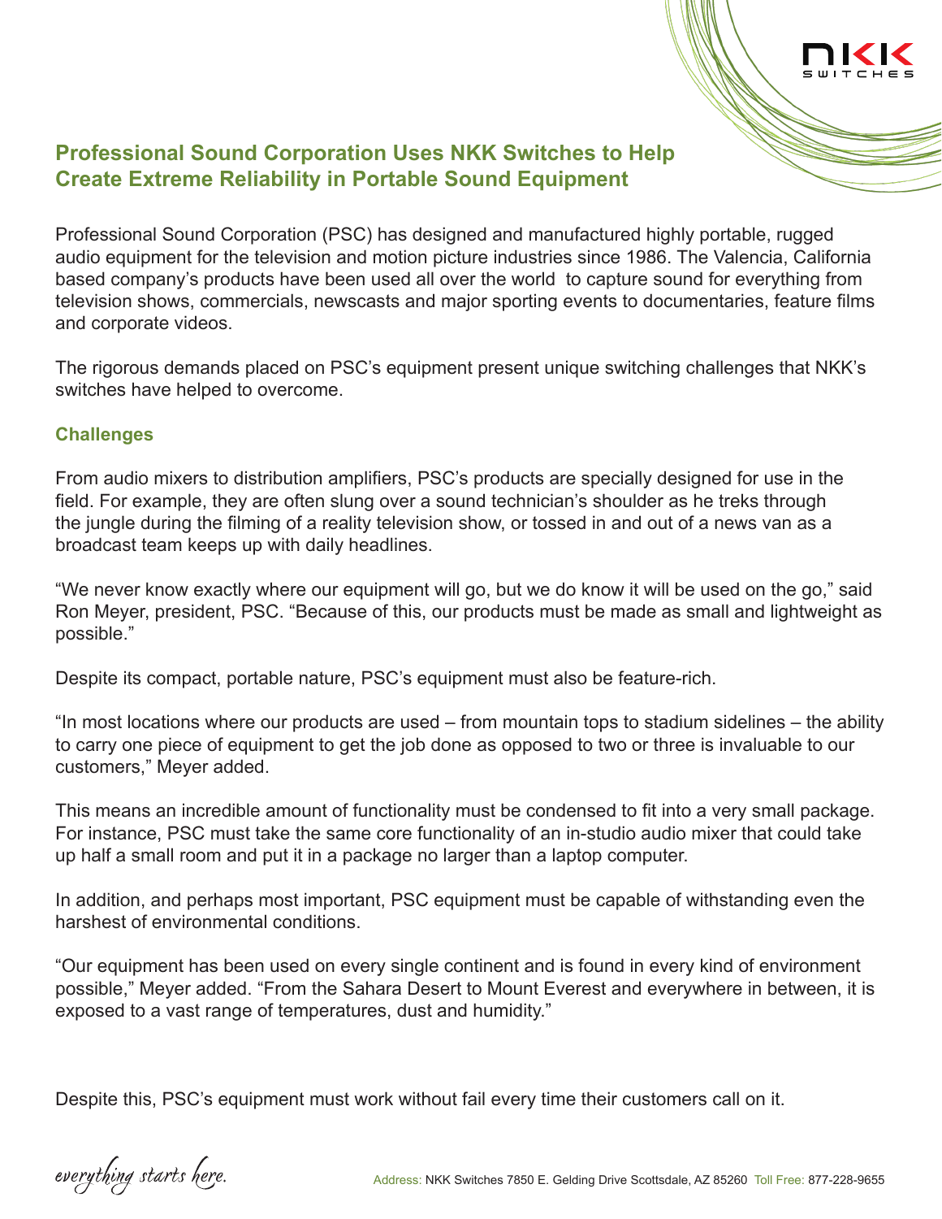# Professional Sound Corporation Uses NKK Switches to Help Create Extreme Reliability in Portable Sound Equipment

Professional Sound Corporation (PSC) has designed and manufactured highly portable, rugged audio equipment for the television and motion picture industries since 1986. The Valencia, California based company's products have been used all over the world to capture sound for everything from television shows, commercials, newscasts and major sporting events to documentaries, feature films and corporate videos.

The rigorous demands placed on PSC's equipment present unique switching challenges that NKK's switches have helped to overcome.

## Challenges

From audio mixers to distribution amplifiers, PSC's products are specially designed for use in the field. For example, they are often slung over a sound technician's shoulder as he treks through the jungle during the filming of a reality television show, or tossed in and out of a news van as a broadcast team keeps up with daily headlines.

"We never know exactly where our equipment will go, but we do know it will be used on the go," said Ron Meyer, president, PSC. "Because of this, our products must be made as small and lightweight as possible."

Despite its compact, portable nature, PSC's equipment must also be feature-rich.

"In most locations where our products are used – from mountain tops to stadium sidelines – the ability to carry one piece of equipment to get the job done as opposed to two or three is invaluable to our customers," Meyer added.

This means an incredible amount of functionality must be condensed to fit into a very small package. For instance, PSC must take the same core functionality of an in-studio audio mixer that could take up half a small room and put it in a package no larger than a laptop computer.

In addition, and perhaps most important, PSC equipment must be capable of withstanding even the harshest of environmental conditions.

"Our equipment has been used on every single continent and is found in every kind of environment possible," Meyer added. "From the Sahara Desert to Mount Everest and everywhere in between, it is exposed to a vast range of temperatures, dust and humidity."

Despite this, PSC's equipment must work without fail every time their customers call on it.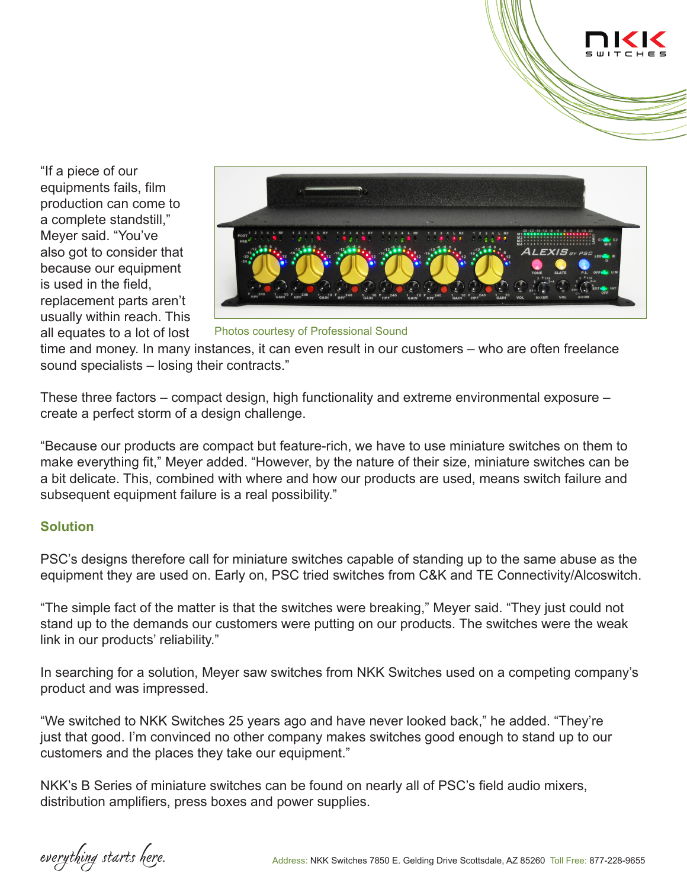"If a piece of our equipments fails, film production can come to a complete standstill," Meyer said. "You've also got to consider that because our equipment is used in the field, replacement parts aren't usually within reach. This all equates to a lot of lost time and money. In many instances, it can even result in our customers – who are often freelance sound specialists – losing their contracts."

Photos courtesy of Professional Sound

These three factors – compact design, high functionality and extreme environmental exposure – create a perfect storm of a design challenge.

"Because our products are compact but feature-rich, we have to use miniature switches on them to make everything fit," Meyer added. "However, by the nature of their size, miniature switches can be a bit delicate. This, combined with where and how our products are used, means switch failure and subsequent equipment failure is a real possibility."

## Solution

PSC's designs therefore call for miniature switches capable of standing up to the same abuse as the equipment they are used on. Early on, PSC tried switches from C&K and TE Connectivity/Alcoswitch.

"The simple fact of the matter is that the switches were breaking," Meyer said. "They just could not stand up to the demands our customers were putting on our products. The switches were the weak link in our products' reliability."

In searching for a solution, Meyer saw switches from NKK Switches used on a competing company's product and was impressed.

"We switched to NKK Switches 25 years ago and have never looked back," he added. "They're just that good. I'm convinced no other company makes switches good enough to stand up to our customers and the places they take our equipment."

NKK's B Series of miniature switches can be found on nearly all of PSC's field audio mixers, distribution amplifiers, press boxes and power supplies.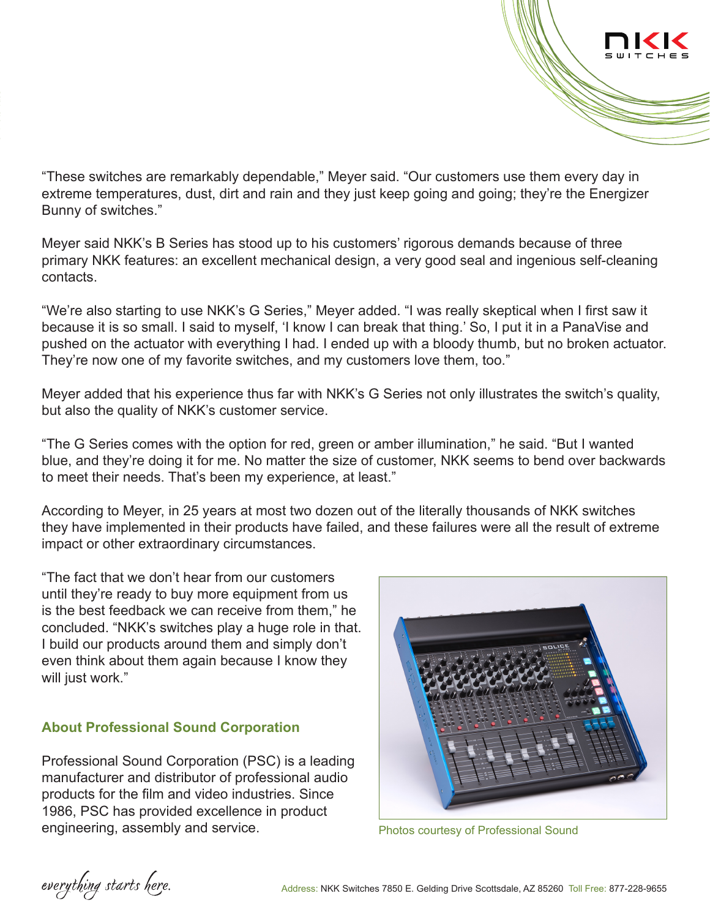"These switches are remarkably dependable," Meyer said. "Our customers use them every day in extreme temperatures, dust, dirt and rain and they just keep going and going; they're the Energizer Bunny of switches."

Meyer said NKK's B Series has stood up to his customers' rigorous demands because of three primary NKK features: an excellent mechanical design, a very good seal and ingenious self-cleaning contacts.

"We're also starting to use NKK's G Series," Meyer added. "I was really skeptical when I first saw it because it is so small. I said to myself, 'I know I can break that thing.' So, I put it in a PanaVise and pushed on the actuator with everything I had. I ended up with a bloody thumb, but no broken actuator. They're now one of my favorite switches, and my customers love them, too."

Meyer added that his experience thus far with NKK's G Series not only illustrates the switch's quality, but also the quality of NKK's customer service.

"The G Series comes with the option for red, green or amber illumination," he said. "But I wanted blue, and they're doing it for me. No matter the size of customer, NKK seems to bend over backwards to meet their needs. That's been my experience, at least."

According to Meyer, in 25 years at most two dozen out of the literally thousands of NKK switches they have implemented in their products have failed, and these failures were all the result of extreme impact or other extraordinary circumstances.

"The fact that we don't hear from our customers until they're ready to buy more equipment from us is the best feedback we can receive from them," he concluded. "NKK's switches play a huge role in that. I build our products around them and simply don't even think about them again because I know they will just work."

## About Professional Sound Corporation

Professional Sound Corporation (PSC) is a leading manufacturer and distributor of professional audio products for the film and video industries. Since 1986, PSC has provided excellence in product engineering, assembly and service.

Photos courtesy of Professional Sound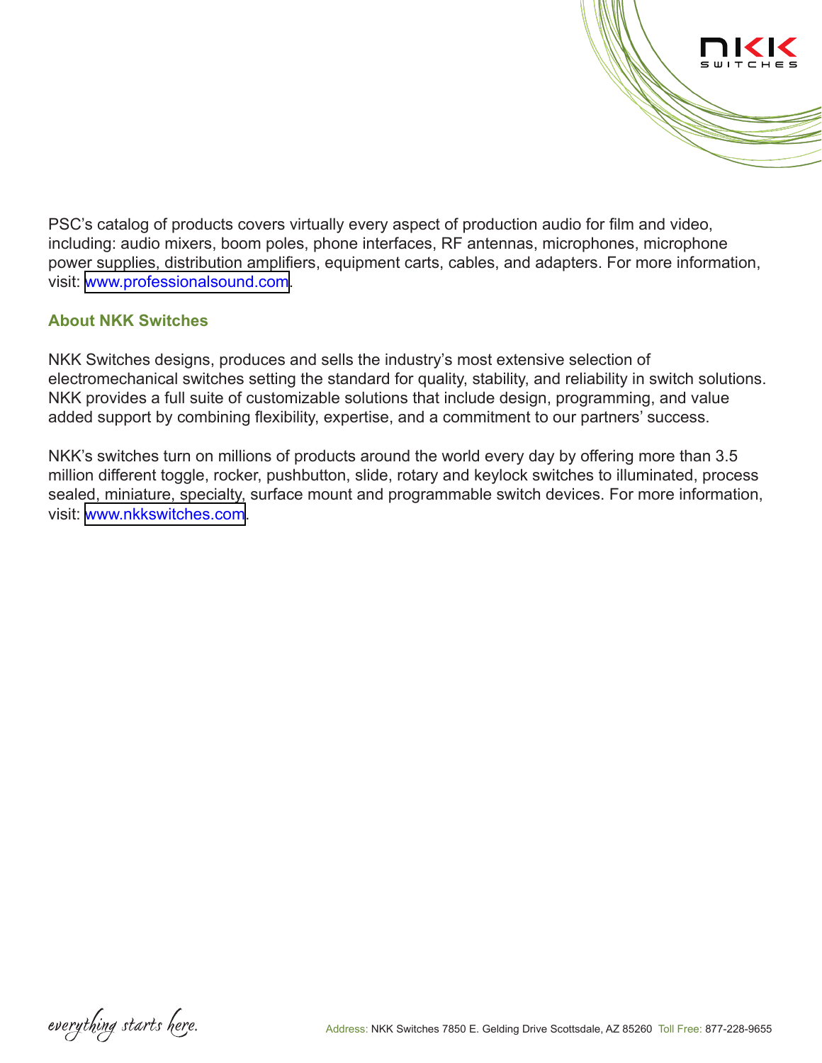PSC's catalog of products covers virtually every aspect of production audio for film and video, including: audio mixers, boom poles, phone interfaces, RF antennas, microphones, microphone power supplies, distribution amplifiers, equipment carts, cables, and adapters. For more information, visit: www.professionalsound.com.

### About NKK Switches

NKK Switches designs, produces and sells the industry's most extensive selection of electromechanical switches setting the standard for quality, stability, and reliability in switch solutions. NKK provides a full suite of customizable solutions that include design, programming, and value added support by combining flexibility, expertise, and a commitment to our partners' success.

NKK's switches turn on millions of products around the world every day by offering more than 3.5 million different toggle, rocker, pushbutton, slide, rotary and keylock switches to illuminated, process sealed, miniature, specialty, surface mount and programmable switch devices. For more information, visit: www.nkkswitches.com.